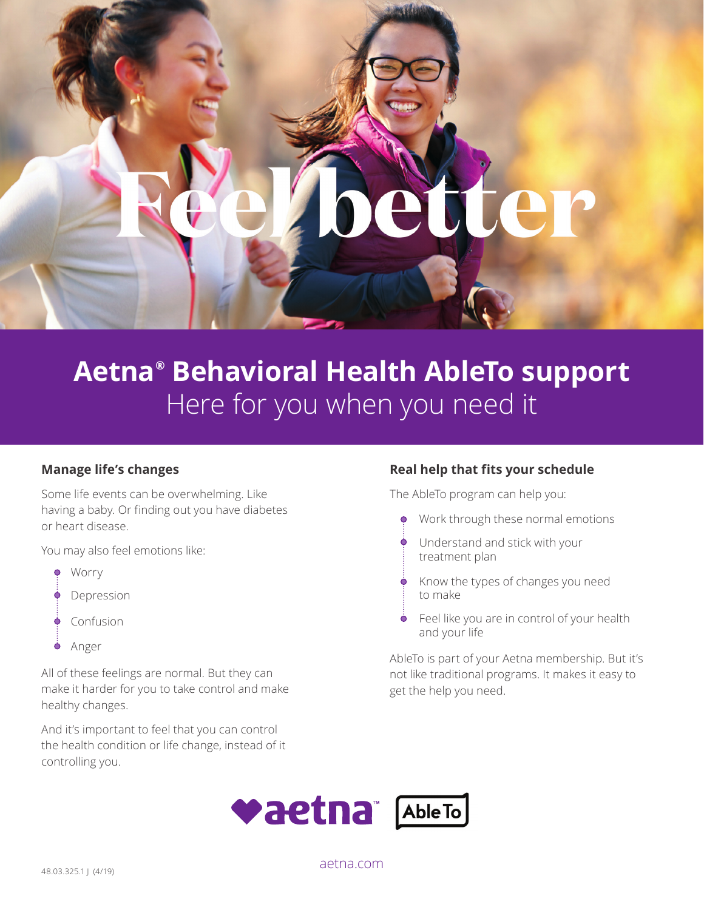# Feel better

## Aetna® Behavioral Health AbleTo support

Here for you when you need it

### Manage life's changes

Some life events can be overwhelming. Like having a baby. Or finding out you have diabetes or heart disease.

You may also feel emotions like:

- Worry
- Depression
- Confusion
- Anger

All of these feelings are normal. But they can make it harder for you to take control and make healthy changes.

And it's important to feel that you can control the health condition or life change, instead of it controlling you.

### Real help that fits your schedule

The AbleTo program can help you:

- Work through these normal emotions
- Understand and stick with your treatment plan
- Know the types of changes you need to make
- Feel like you are in control of your health and your life

AbleTo is part of your Aetna membership. But it's not like traditional programs. It makes it easy to get the help you need.

aetna™ AbleTo

aetna.com

48.03.325.1 J (4/19)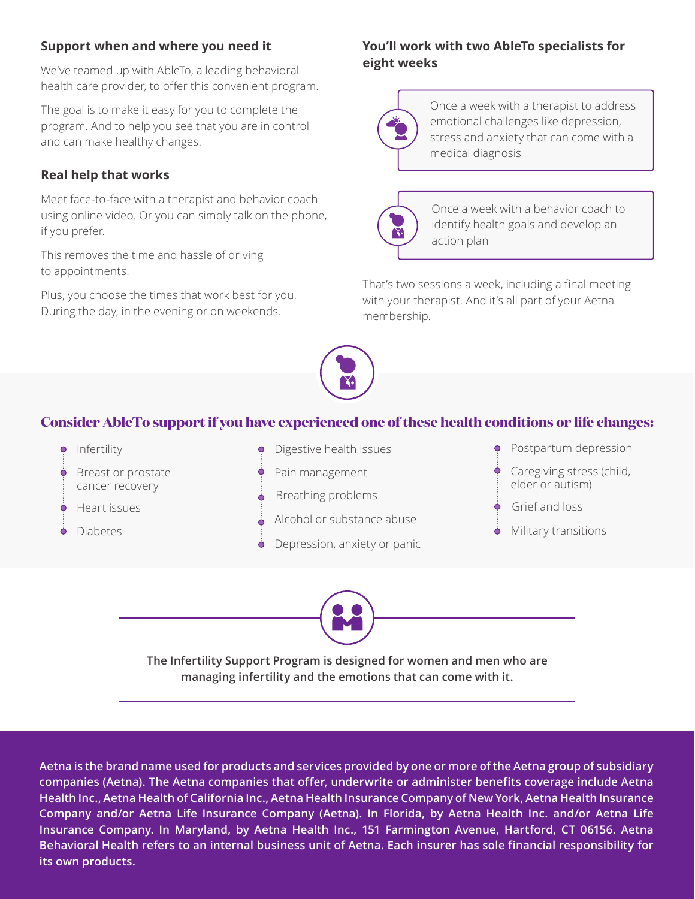## Support when and where you need it

We've teamed up with AbleTo, a leading behavioral health care provider, to offer this convenient program.

The goal is to make it easy for you to complete the program. And to help you see that you are in control and can make healthy changes.

## Real help that works

Meet face-to-face with a therapist and behavior coach using online video. Or you can simply talk on the phone, if you prefer.

This removes the time and hassle of driving to appointments.

Plus, you choose the times that work best for you. During the day, in the evening or on weekends.

## You'll work with two AbleTo specialists for eight weeks

Once a week with a therapist to address emotional challenges like depression, stress and anxiety that can come with a medical diagnosis

Once a week with a behavior coach to identify health goals and develop an action plan

That's two sessions a week, including a final meeting with your therapist. And it's all part of your Aetna membership.

## Consider AbleTo support if you have experienced one of these health conditions or life changes:

- Infertility
- Breast or prostate cancer recovery
- Heart issues
- Diabetes
- Digestive health issues
- Pain management
- Breathing problems
- Alcohol or substance abuse
- Depression, anxiety or panic
- Postpartum depression
- Caregiving stress (child, elder or autism)
- Grief and loss
- Military transitions

**The Infertility Support Program is designed for women and men who are managing infertility and the emotions that can come with it.**

**Aetna is the brand name used for products and services provided by one or more of the Aetna group of subsidiary companies (Aetna). The Aetna companies that offer, underwrite or administer benefits coverage include Aetna Health Inc., Aetna Health of California Inc., Aetna Health Insurance Company of New York, Aetna Health Insurance Company and/or Aetna Life Insurance Company (Aetna). In Florida, by Aetna Health Inc. and/or Aetna Life Insurance Company. In Maryland, by Aetna Health Inc., 151 Farmington Avenue, Hartford, CT 06156. Aetna Behavioral Health refers to an internal business unit of Aetna. Each insurer has sole financial responsibility for its own products.**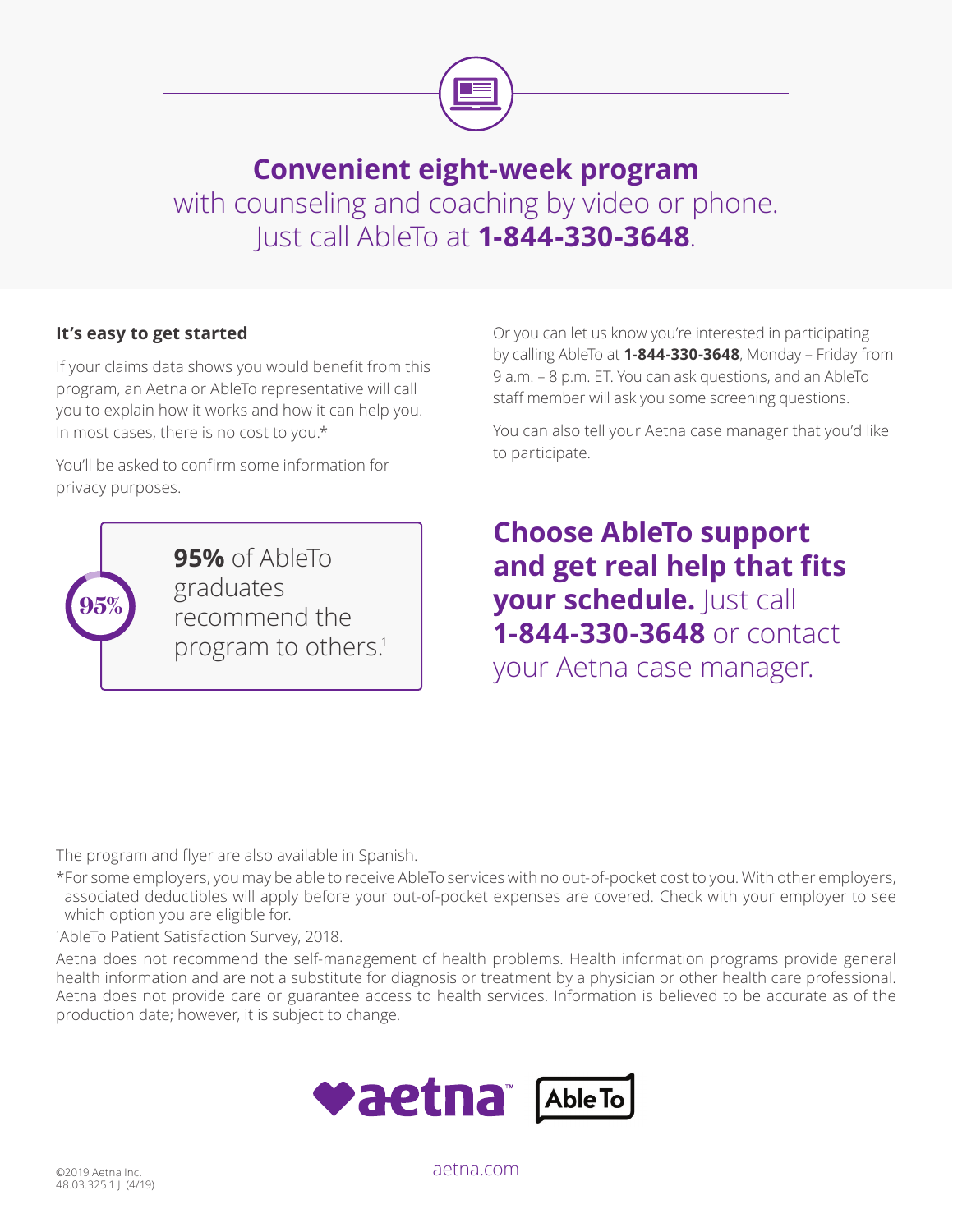## Convenient eight-week program

with counseling and coaching by video or phone. Just call AbleTo at **1-844-330-3648**.

### It's easy to get started

If your claims data shows you would benefit from this program, an Aetna or AbleTo representative will call you to explain how it works and how it can help you. In most cases, there is no cost to you.*

You'll be asked to confirm some information for privacy purposes.

Or you can let us know you're interested in participating by calling AbleTo at **1-844-330-3648**, Monday – Friday from 9 a.m. – 8 p.m. ET. You can ask questions, and an AbleTo staff member will ask you some screening questions.

You can also tell your Aetna case manager that you'd like to participate.

95%

**95%** of AbleTo graduates recommend the program to others.[1]

**Choose AbleTo support and get real help that fits your schedule.** Just call **1-844-330-3648** or contact your Aetna case manager.

The program and flyer are also available in Spanish.

*For some employers, you may be able to receive AbleTo services with no out-of-pocket cost to you. With other employers, associated deductibles will apply before your out-of-pocket expenses are covered. Check with your employer to see which option you are eligible for.

[1]AbleTo Patient Satisfaction Survey, 2018.

Aetna does not recommend the self-management of health problems. Health information programs provide general health information and are not a substitute for diagnosis or treatment by a physician or other health care professional. Aetna does not provide care or guarantee access to health services. Information is believed to be accurate as of the production date; however, it is subject to change.

aetna™ AbleTo

aetna.com

©2019 Aetna Inc.
48.03.325.1 J (4/19)